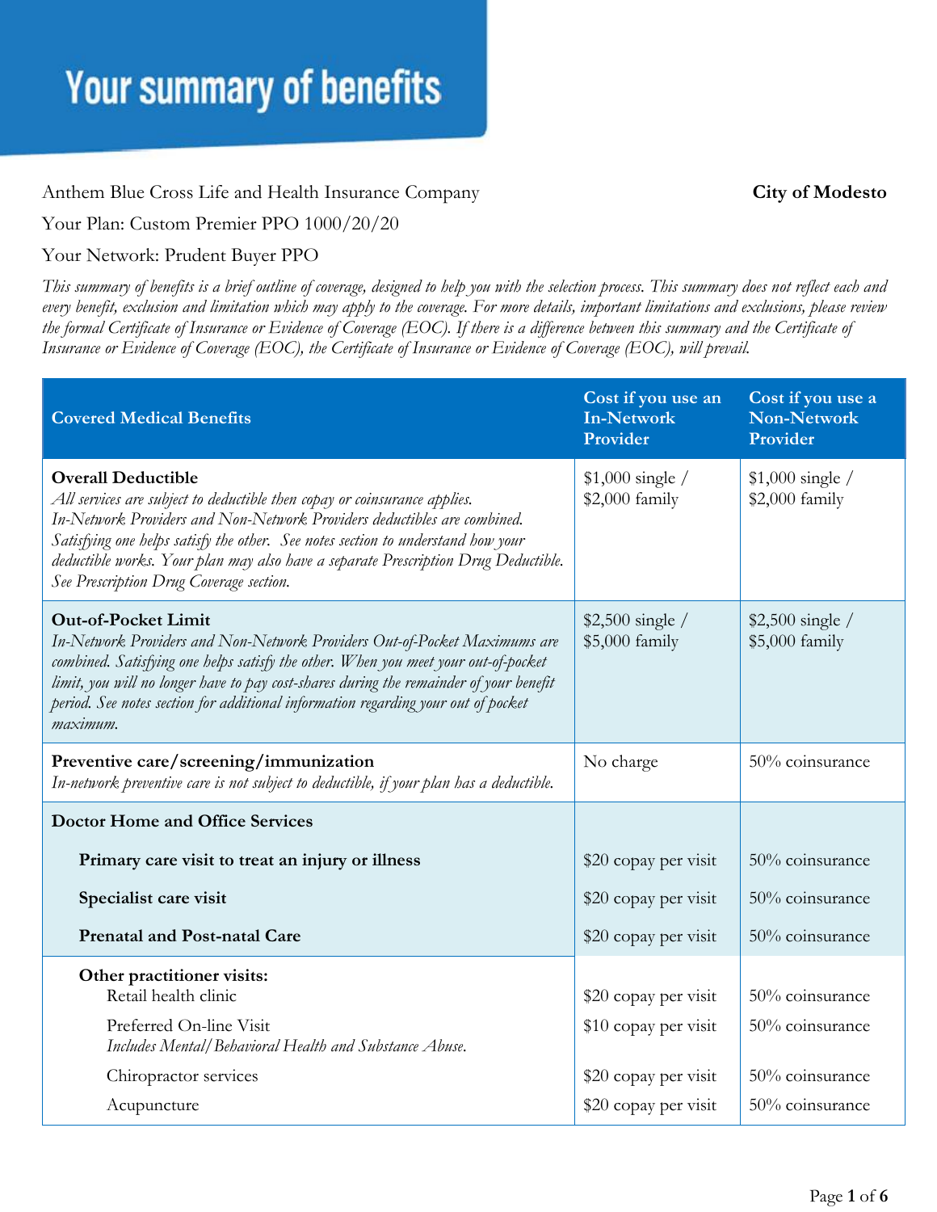# Your summary of benefits

Anthem Blue Cross Life and Health Insurance Company **City of Modesto**

Your Plan: Custom Premier PPO 1000/20/20

Your Network: Prudent Buyer PPO

*This summary of benefits is a brief outline of coverage, designed to help you with the selection process. This summary does not reflect each and every benefit, exclusion and limitation which may apply to the coverage. For more details, important limitations and exclusions, please review the formal Certificate of Insurance or Evidence of Coverage (EOC). If there is a difference between this summary and the Certificate of Insurance or Evidence of Coverage (EOC), the Certificate of Insurance or Evidence of Coverage (EOC), will prevail.*

| Covered Medical Benefits | Cost if you use an In-Network Provider | Cost if you use a Non-Network Provider |
|---|---|---|
| **Overall Deductible**<br>*All services are subject to deductible then copay or coinsurance applies. In-Network Providers and Non-Network Providers deductibles are combined. Satisfying one helps satisfy the other. See notes section to understand how your deductible works. Your plan may also have a separate Prescription Drug Deductible. See Prescription Drug Coverage section.* | $1,000 single / $2,000 family | $1,000 single / $2,000 family |
| **Out-of-Pocket Limit**<br>*In-Network Providers and Non-Network Providers Out-of-Pocket Maximums are combined. Satisfying one helps satisfy the other. When you meet your out-of-pocket limit, you will no longer have to pay cost-shares during the remainder of your benefit period. See notes section for additional information regarding your out of pocket maximum.* | $2,500 single / $5,000 family | $2,500 single / $5,000 family |
| **Preventive care/screening/immunization**<br>*In-network preventive care is not subject to deductible, if your plan has a deductible.* | No charge | 50% coinsurance |
| **Doctor Home and Office Services** | | |
| **Primary care visit to treat an injury or illness** | $20 copay per visit | 50% coinsurance |
| **Specialist care visit** | $20 copay per visit | 50% coinsurance |
| **Prenatal and Post-natal Care** | $20 copay per visit | 50% coinsurance |
| **Other practitioner visits:** | | |
| Retail health clinic | $20 copay per visit | 50% coinsurance |
| Preferred On-line Visit<br>*Includes Mental/Behavioral Health and Substance Abuse.* | $10 copay per visit | 50% coinsurance |
| Chiropractor services | $20 copay per visit | 50% coinsurance |
| Acupuncture | $20 copay per visit | 50% coinsurance |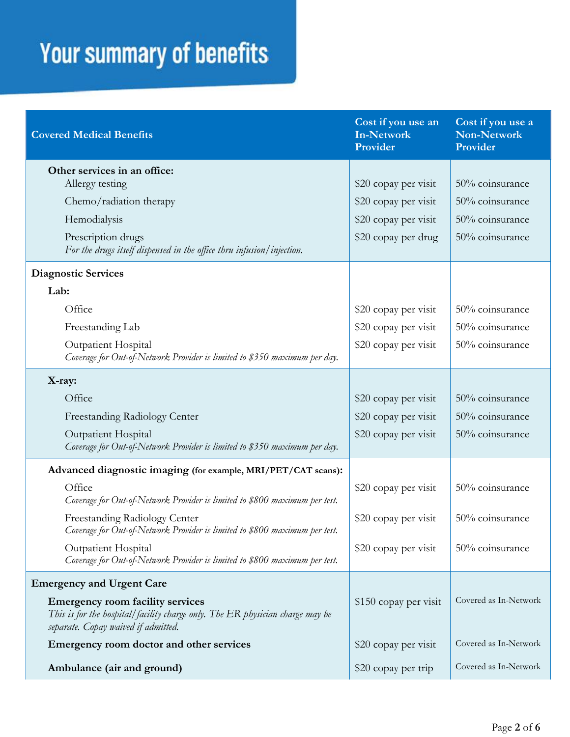# Your summary of benefits

| Covered Medical Benefits | Cost if you use an In-Network Provider | Cost if you use a Non-Network Provider |
| --- | --- | --- |
| **Other services in an office:** | | |
| Allergy testing | $20 copay per visit | 50% coinsurance |
| Chemo/radiation therapy | $20 copay per visit | 50% coinsurance |
| Hemodialysis | $20 copay per visit | 50% coinsurance |
| Prescription drugs *For the drugs itself dispensed in the office thru infusion/injection.* | $20 copay per drug | 50% coinsurance |
| **Diagnostic Services** | | |
| **Lab:** | | |
| Office | $20 copay per visit | 50% coinsurance |
| Freestanding Lab | $20 copay per visit | 50% coinsurance |
| Outpatient Hospital *Coverage for Out-of-Network Provider is limited to $350 maximum per day.* | $20 copay per visit | 50% coinsurance |
| **X-ray:** | | |
| Office | $20 copay per visit | 50% coinsurance |
| Freestanding Radiology Center | $20 copay per visit | 50% coinsurance |
| Outpatient Hospital *Coverage for Out-of-Network Provider is limited to $350 maximum per day.* | $20 copay per visit | 50% coinsurance |
| **Advanced diagnostic imaging (for example, MRI/PET/CAT scans):** | | |
| Office *Coverage for Out-of-Network Provider is limited to $800 maximum per test.* | $20 copay per visit | 50% coinsurance |
| Freestanding Radiology Center *Coverage for Out-of-Network Provider is limited to $800 maximum per test.* | $20 copay per visit | 50% coinsurance |
| Outpatient Hospital *Coverage for Out-of-Network Provider is limited to $800 maximum per test.* | $20 copay per visit | 50% coinsurance |
| **Emergency and Urgent Care** | | |
| **Emergency room facility services** *This is for the hospital/facility charge only. The ER physician charge may be separate. Copay waived if admitted.* | $150 copay per visit | Covered as In-Network |
| **Emergency room doctor and other services** | $20 copay per visit | Covered as In-Network |
| **Ambulance (air and ground)** | $20 copay per trip | Covered as In-Network |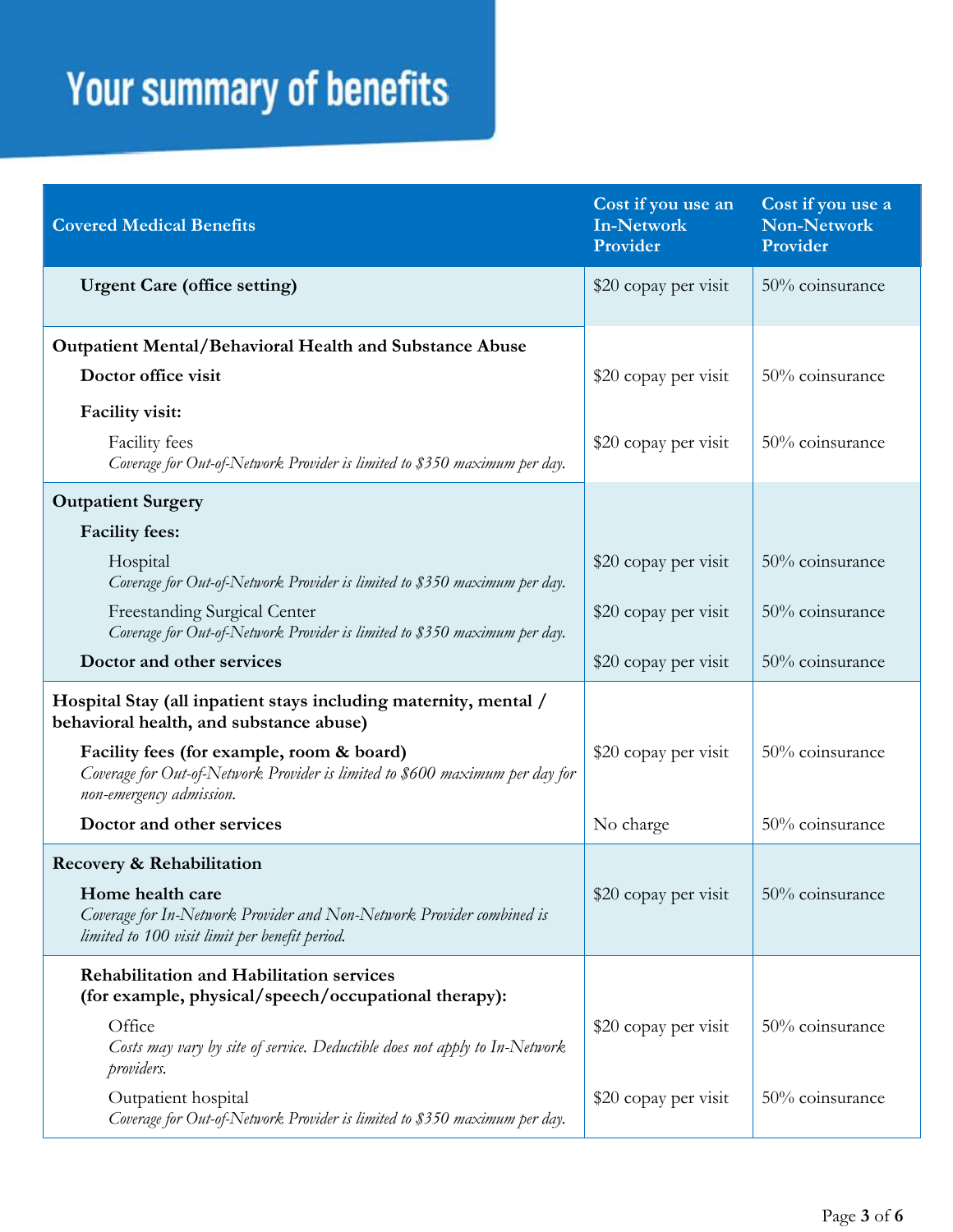# Your summary of benefits

| Covered Medical Benefits | Cost if you use an In-Network Provider | Cost if you use a Non-Network Provider |
|---|---|---|
| **Urgent Care (office setting)** | $20 copay per visit | 50% coinsurance |
| **Outpatient Mental/Behavioral Health and Substance Abuse** | | |
| **Doctor office visit** | $20 copay per visit | 50% coinsurance |
| **Facility visit:** | | |
| Facility fees *Coverage for Out-of-Network Provider is limited to $350 maximum per day.* | $20 copay per visit | 50% coinsurance |
| **Outpatient Surgery** | | |
| **Facility fees:** | | |
| Hospital *Coverage for Out-of-Network Provider is limited to $350 maximum per day.* | $20 copay per visit | 50% coinsurance |
| Freestanding Surgical Center *Coverage for Out-of-Network Provider is limited to $350 maximum per day.* | $20 copay per visit | 50% coinsurance |
| **Doctor and other services** | $20 copay per visit | 50% coinsurance |
| **Hospital Stay (all inpatient stays including maternity, mental / behavioral health, and substance abuse)** | | |
| **Facility fees (for example, room & board)** *Coverage for Out-of-Network Provider is limited to $600 maximum per day for non-emergency admission.* | $20 copay per visit | 50% coinsurance |
| **Doctor and other services** | No charge | 50% coinsurance |
| **Recovery & Rehabilitation** | | |
| **Home health care** *Coverage for In-Network Provider and Non-Network Provider combined is limited to 100 visit limit per benefit period.* | $20 copay per visit | 50% coinsurance |
| **Rehabilitation and Habilitation services (for example, physical/speech/occupational therapy):** | | |
| Office *Costs may vary by site of service. Deductible does not apply to In-Network providers.* | $20 copay per visit | 50% coinsurance |
| Outpatient hospital *Coverage for Out-of-Network Provider is limited to $350 maximum per day.* | $20 copay per visit | 50% coinsurance |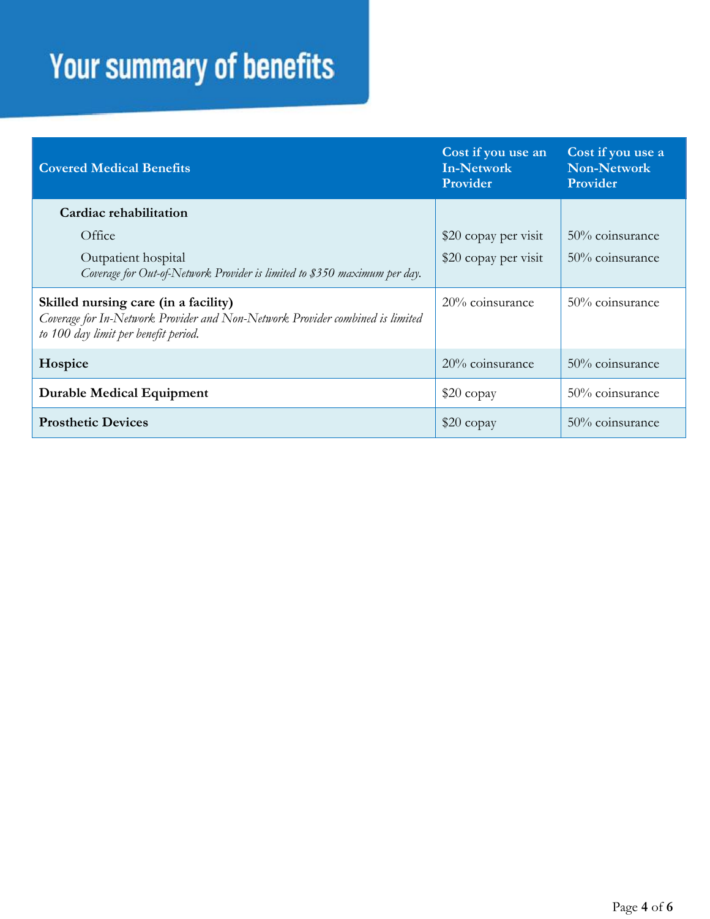# Your summary of benefits

| Covered Medical Benefits | Cost if you use an In-Network Provider | Cost if you use a Non-Network Provider |
|---|---|---|
| **Cardiac rehabilitation** | | |
| Office | $20 copay per visit | 50% coinsurance |
| Outpatient hospital<br>*Coverage for Out-of-Network Provider is limited to $350 maximum per day.* | $20 copay per visit | 50% coinsurance |
| **Skilled nursing care (in a facility)**<br>*Coverage for In-Network Provider and Non-Network Provider combined is limited to 100 day limit per benefit period.* | 20% coinsurance | 50% coinsurance |
| **Hospice** | 20% coinsurance | 50% coinsurance |
| **Durable Medical Equipment** | $20 copay | 50% coinsurance |
| **Prosthetic Devices** | $20 copay | 50% coinsurance |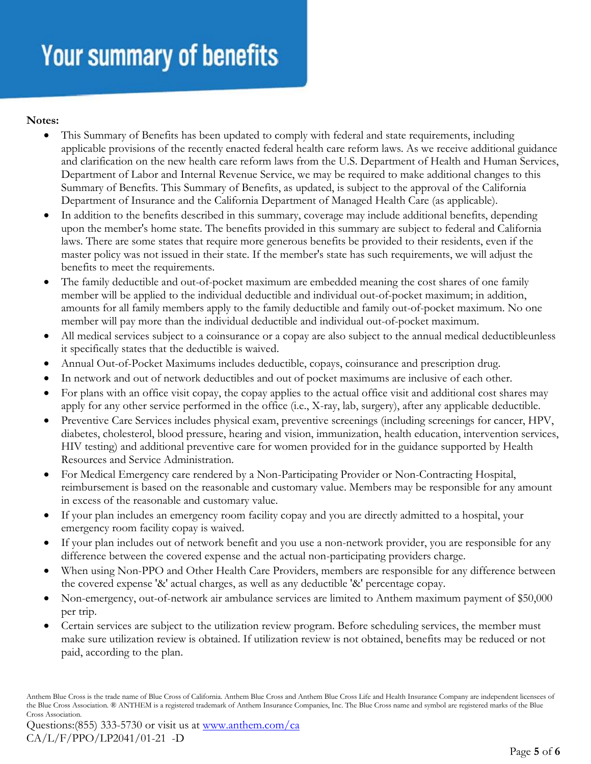# Your summary of benefits

**Notes:**

- This Summary of Benefits has been updated to comply with federal and state requirements, including applicable provisions of the recently enacted federal health care reform laws. As we receive additional guidance and clarification on the new health care reform laws from the U.S. Department of Health and Human Services, Department of Labor and Internal Revenue Service, we may be required to make additional changes to this Summary of Benefits. This Summary of Benefits, as updated, is subject to the approval of the California Department of Insurance and the California Department of Managed Health Care (as applicable).
- In addition to the benefits described in this summary, coverage may include additional benefits, depending upon the member's home state. The benefits provided in this summary are subject to federal and California laws. There are some states that require more generous benefits be provided to their residents, even if the master policy was not issued in their state. If the member's state has such requirements, we will adjust the benefits to meet the requirements.
- The family deductible and out-of-pocket maximum are embedded meaning the cost shares of one family member will be applied to the individual deductible and individual out-of-pocket maximum; in addition, amounts for all family members apply to the family deductible and family out-of-pocket maximum. No one member will pay more than the individual deductible and individual out-of-pocket maximum.
- All medical services subject to a coinsurance or a copay are also subject to the annual medical deductibleunless it specifically states that the deductible is waived.
- Annual Out-of-Pocket Maximums includes deductible, copays, coinsurance and prescription drug.
- In network and out of network deductibles and out of pocket maximums are inclusive of each other.
- For plans with an office visit copay, the copay applies to the actual office visit and additional cost shares may apply for any other service performed in the office (i.e., X-ray, lab, surgery), after any applicable deductible.
- Preventive Care Services includes physical exam, preventive screenings (including screenings for cancer, HPV, diabetes, cholesterol, blood pressure, hearing and vision, immunization, health education, intervention services, HIV testing) and additional preventive care for women provided for in the guidance supported by Health Resources and Service Administration.
- For Medical Emergency care rendered by a Non-Participating Provider or Non-Contracting Hospital, reimbursement is based on the reasonable and customary value. Members may be responsible for any amount in excess of the reasonable and customary value.
- If your plan includes an emergency room facility copay and you are directly admitted to a hospital, your emergency room facility copay is waived.
- If your plan includes out of network benefit and you use a non-network provider, you are responsible for any difference between the covered expense and the actual non-participating providers charge.
- When using Non-PPO and Other Health Care Providers, members are responsible for any difference between the covered expense '&' actual charges, as well as any deductible '&' percentage copay.
- Non-emergency, out-of-network air ambulance services are limited to Anthem maximum payment of $50,000 per trip.
- Certain services are subject to the utilization review program. Before scheduling services, the member must make sure utilization review is obtained. If utilization review is not obtained, benefits may be reduced or not paid, according to the plan.

Anthem Blue Cross is the trade name of Blue Cross of California. Anthem Blue Cross and Anthem Blue Cross Life and Health Insurance Company are independent licensees of the Blue Cross Association. ® ANTHEM is a registered trademark of Anthem Insurance Companies, Inc. The Blue Cross name and symbol are registered marks of the Blue Cross Association.

Questions:(855) 333-5730 or visit us at [www.anthem.com/ca](www.anthem.com/ca)

CA/L/F/PPO/LP2041/01-21 -D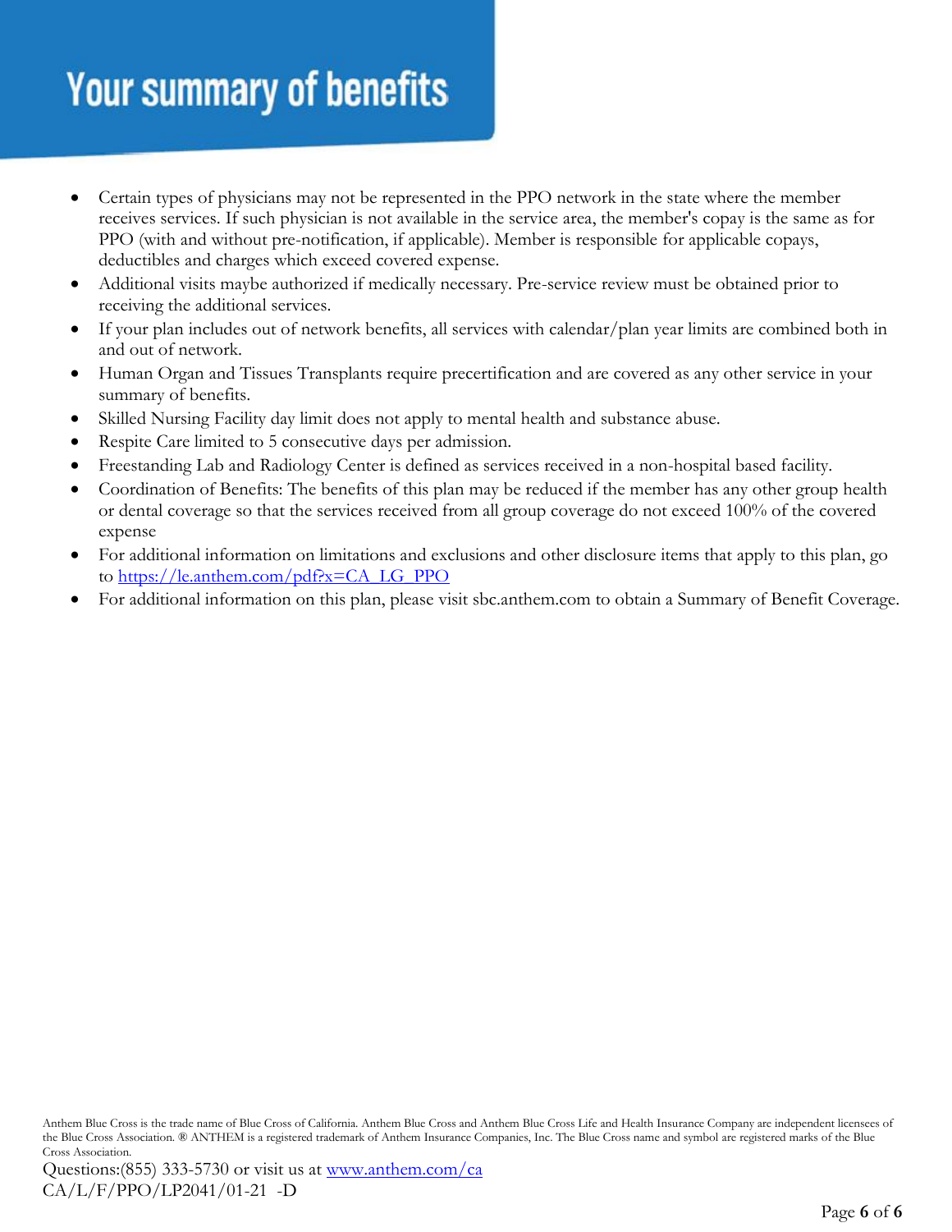# Your summary of benefits

- Certain types of physicians may not be represented in the PPO network in the state where the member receives services. If such physician is not available in the service area, the member's copay is the same as for PPO (with and without pre-notification, if applicable). Member is responsible for applicable copays, deductibles and charges which exceed covered expense.
- Additional visits maybe authorized if medically necessary. Pre-service review must be obtained prior to receiving the additional services.
- If your plan includes out of network benefits, all services with calendar/plan year limits are combined both in and out of network.
- Human Organ and Tissues Transplants require precertification and are covered as any other service in your summary of benefits.
- Skilled Nursing Facility day limit does not apply to mental health and substance abuse.
- Respite Care limited to 5 consecutive days per admission.
- Freestanding Lab and Radiology Center is defined as services received in a non-hospital based facility.
- Coordination of Benefits: The benefits of this plan may be reduced if the member has any other group health or dental coverage so that the services received from all group coverage do not exceed 100% of the covered expense
- For additional information on limitations and exclusions and other disclosure items that apply to this plan, go to https://le.anthem.com/pdf?x=CA_LG_PPO
- For additional information on this plan, please visit sbc.anthem.com to obtain a Summary of Benefit Coverage.

Anthem Blue Cross is the trade name of Blue Cross of California. Anthem Blue Cross and Anthem Blue Cross Life and Health Insurance Company are independent licensees of the Blue Cross Association. ® ANTHEM is a registered trademark of Anthem Insurance Companies, Inc. The Blue Cross name and symbol are registered marks of the Blue Cross Association.

Questions:(855) 333-5730 or visit us at www.anthem.com/ca

CA/L/F/PPO/LP2041/01-21 -D